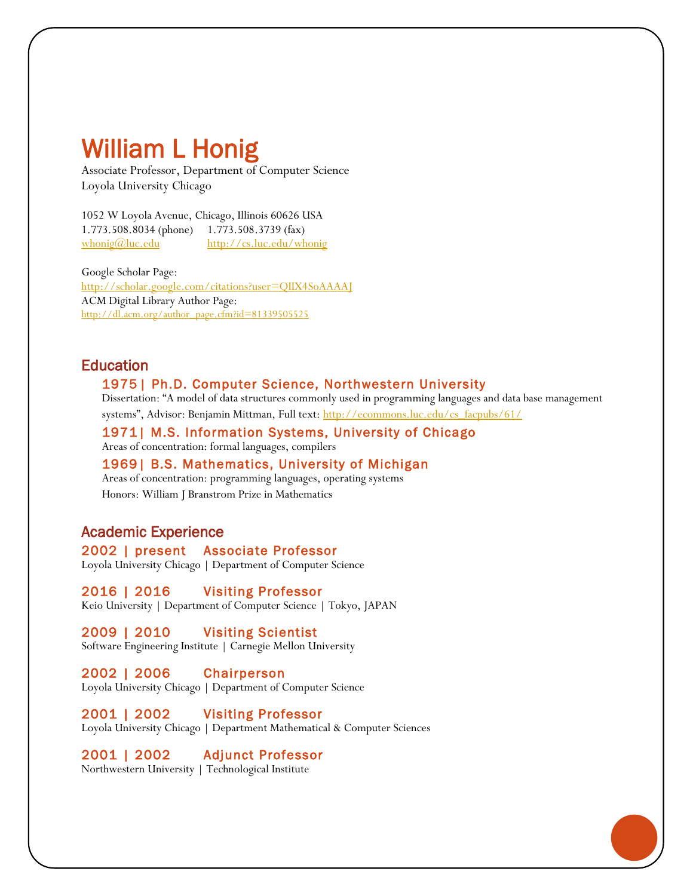# William L Honig

Associate Professor, Department of Computer Science
Loyola University Chicago

1052 W Loyola Avenue, Chicago, Illinois 60626 USA
1.773.508.8034 (phone) 1.773.508.3739 (fax)
whonig@luc.edu http://cs.luc.edu/whonig

Google Scholar Page:
http://scholar.google.com/citations?user=QIIX4SoAAAAJ
ACM Digital Library Author Page:
http://dl.acm.org/author_page.cfm?id=81339505525

## Education

### 1975 | Ph.D. Computer Science, Northwestern University

Dissertation: "A model of data structures commonly used in programming languages and data base management systems", Advisor: Benjamin Mittman, Full text: http://ecommons.luc.edu/cs_facpubs/61/

### 1971 | M.S. Information Systems, University of Chicago

Areas of concentration: formal languages, compilers

### 1969 | B.S. Mathematics, University of Michigan

Areas of concentration: programming languages, operating systems
Honors: William J Branstrom Prize in Mathematics

## Academic Experience

### 2002 | present Associate Professor

Loyola University Chicago | Department of Computer Science

### 2016 | 2016 Visiting Professor

Keio University | Department of Computer Science | Tokyo, JAPAN

### 2009 | 2010 Visiting Scientist

Software Engineering Institute | Carnegie Mellon University

### 2002 | 2006 Chairperson

Loyola University Chicago | Department of Computer Science

### 2001 | 2002 Visiting Professor

Loyola University Chicago | Department Mathematical & Computer Sciences

### 2001 | 2002 Adjunct Professor

Northwestern University | Technological Institute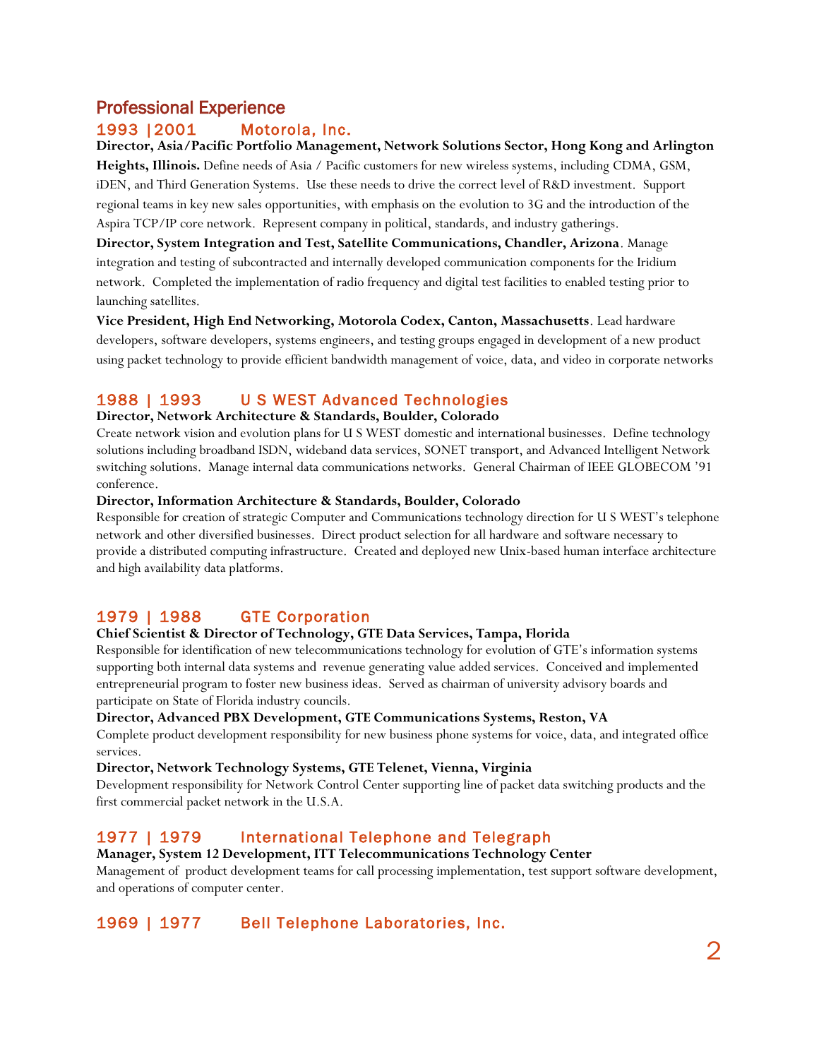## Professional Experience

### 1993 |2001 Motorola, Inc.

**Director, Asia/Pacific Portfolio Management, Network Solutions Sector, Hong Kong and Arlington Heights, Illinois.** Define needs of Asia / Pacific customers for new wireless systems, including CDMA, GSM, iDEN, and Third Generation Systems. Use these needs to drive the correct level of R&D investment. Support regional teams in key new sales opportunities, with emphasis on the evolution to 3G and the introduction of the Aspira TCP/IP core network. Represent company in political, standards, and industry gatherings.

**Director, System Integration and Test, Satellite Communications, Chandler, Arizona**. Manage integration and testing of subcontracted and internally developed communication components for the Iridium network. Completed the implementation of radio frequency and digital test facilities to enabled testing prior to launching satellites.

**Vice President, High End Networking, Motorola Codex, Canton, Massachusetts**. Lead hardware developers, software developers, systems engineers, and testing groups engaged in development of a new product using packet technology to provide efficient bandwidth management of voice, data, and video in corporate networks

### 1988 | 1993 U S WEST Advanced Technologies

**Director, Network Architecture & Standards, Boulder, Colorado**

Create network vision and evolution plans for U S WEST domestic and international businesses. Define technology solutions including broadband ISDN, wideband data services, SONET transport, and Advanced Intelligent Network switching solutions. Manage internal data communications networks. General Chairman of IEEE GLOBECOM '91 conference.

**Director, Information Architecture & Standards, Boulder, Colorado**

Responsible for creation of strategic Computer and Communications technology direction for U S WEST's telephone network and other diversified businesses. Direct product selection for all hardware and software necessary to provide a distributed computing infrastructure. Created and deployed new Unix-based human interface architecture and high availability data platforms.

### 1979 | 1988 GTE Corporation

**Chief Scientist & Director of Technology, GTE Data Services, Tampa, Florida**

Responsible for identification of new telecommunications technology for evolution of GTE's information systems supporting both internal data systems and revenue generating value added services. Conceived and implemented entrepreneurial program to foster new business ideas. Served as chairman of university advisory boards and participate on State of Florida industry councils.

**Director, Advanced PBX Development, GTE Communications Systems, Reston, VA**

Complete product development responsibility for new business phone systems for voice, data, and integrated office services.

**Director, Network Technology Systems, GTE Telenet, Vienna, Virginia**

Development responsibility for Network Control Center supporting line of packet data switching products and the first commercial packet network in the U.S.A.

### 1977 | 1979 International Telephone and Telegraph

**Manager, System 12 Development, ITT Telecommunications Technology Center**

Management of product development teams for call processing implementation, test support software development, and operations of computer center.

### 1969 | 1977 Bell Telephone Laboratories, Inc.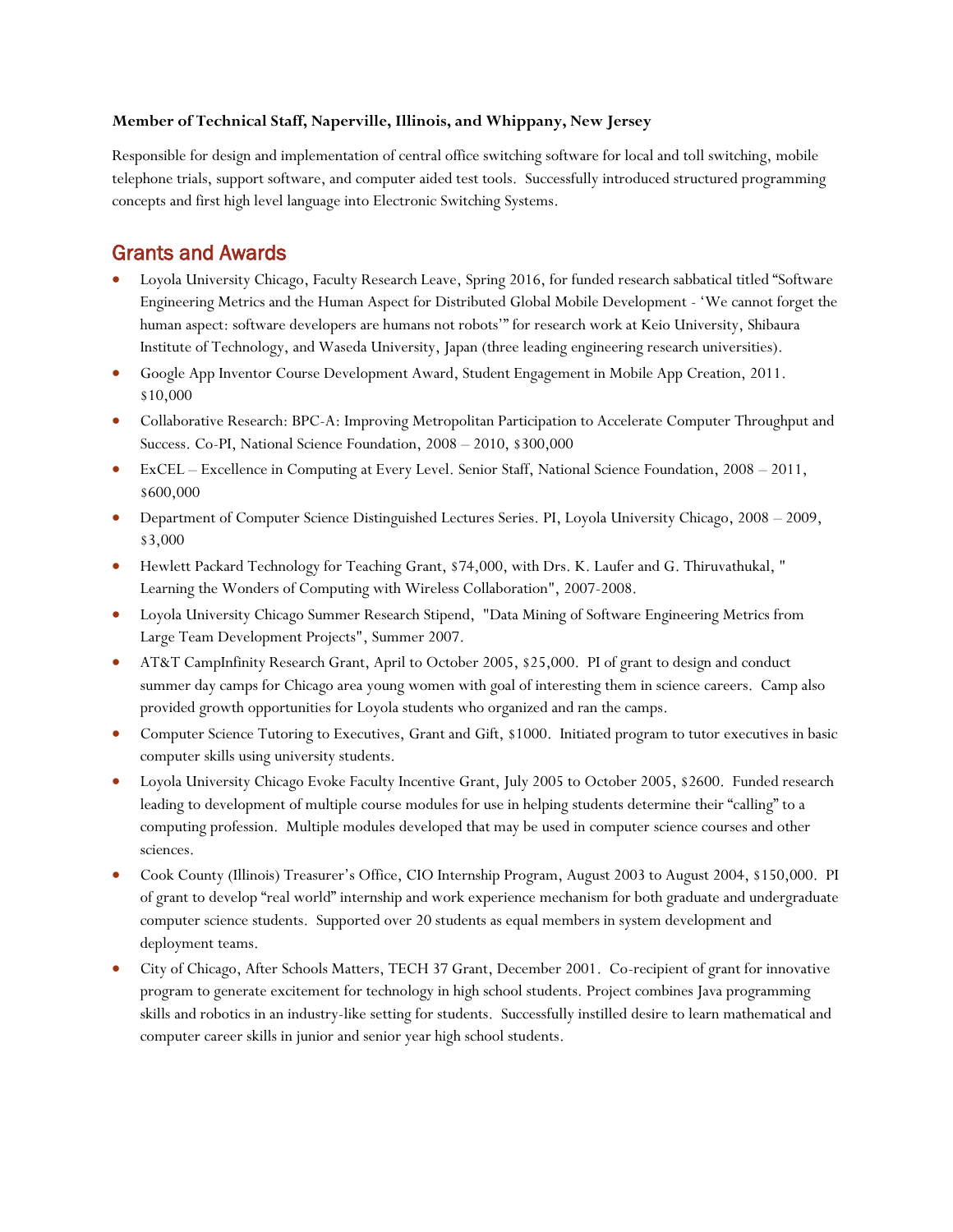**Member of Technical Staff, Naperville, Illinois, and Whippany, New Jersey**

Responsible for design and implementation of central office switching software for local and toll switching, mobile telephone trials, support software, and computer aided test tools. Successfully introduced structured programming concepts and first high level language into Electronic Switching Systems.

## Grants and Awards

- Loyola University Chicago, Faculty Research Leave, Spring 2016, for funded research sabbatical titled "Software Engineering Metrics and the Human Aspect for Distributed Global Mobile Development - 'We cannot forget the human aspect: software developers are humans not robots'" for research work at Keio University, Shibaura Institute of Technology, and Waseda University, Japan (three leading engineering research universities).
- Google App Inventor Course Development Award, Student Engagement in Mobile App Creation, 2011. $10,000
- Collaborative Research: BPC-A: Improving Metropolitan Participation to Accelerate Computer Throughput and Success. Co-PI, National Science Foundation, 2008 – 2010, $300,000
- ExCEL – Excellence in Computing at Every Level. Senior Staff, National Science Foundation, 2008 – 2011, $600,000
- Department of Computer Science Distinguished Lectures Series. PI, Loyola University Chicago, 2008 – 2009, $3,000
- Hewlett Packard Technology for Teaching Grant, $74,000, with Drs. K. Laufer and G. Thiruvathukal, " Learning the Wonders of Computing with Wireless Collaboration", 2007-2008.
- Loyola University Chicago Summer Research Stipend, "Data Mining of Software Engineering Metrics from Large Team Development Projects", Summer 2007.
- AT&T CampInfinity Research Grant, April to October 2005, $25,000. PI of grant to design and conduct summer day camps for Chicago area young women with goal of interesting them in science careers. Camp also provided growth opportunities for Loyola students who organized and ran the camps.
- Computer Science Tutoring to Executives, Grant and Gift, $1000. Initiated program to tutor executives in basic computer skills using university students.
- Loyola University Chicago Evoke Faculty Incentive Grant, July 2005 to October 2005, $2600. Funded research leading to development of multiple course modules for use in helping students determine their "calling" to a computing profession. Multiple modules developed that may be used in computer science courses and other sciences.
- Cook County (Illinois) Treasurer's Office, CIO Internship Program, August 2003 to August 2004, $150,000. PI of grant to develop "real world" internship and work experience mechanism for both graduate and undergraduate computer science students. Supported over 20 students as equal members in system development and deployment teams.
- City of Chicago, After Schools Matters, TECH 37 Grant, December 2001. Co-recipient of grant for innovative program to generate excitement for technology in high school students. Project combines Java programming skills and robotics in an industry-like setting for students. Successfully instilled desire to learn mathematical and computer career skills in junior and senior year high school students.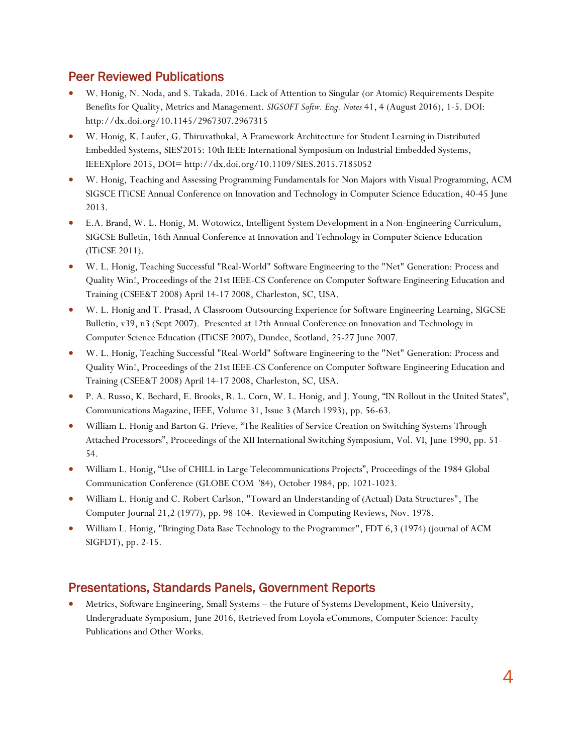## Peer Reviewed Publications

- W. Honig, N. Noda, and S. Takada. 2016. Lack of Attention to Singular (or Atomic) Requirements Despite Benefits for Quality, Metrics and Management. *SIGSOFT Softw. Eng. Notes* 41, 4 (August 2016), 1-5. DOI: http://dx.doi.org/10.1145/2967307.2967315
- W. Honig, K. Laufer, G. Thiruvathukal, A Framework Architecture for Student Learning in Distributed Embedded Systems, SIES'2015: 10th IEEE International Symposium on Industrial Embedded Systems, IEEEXplore 2015, DOI= http://dx.doi.org/10.1109/SIES.2015.7185052
- W. Honig, Teaching and Assessing Programming Fundamentals for Non Majors with Visual Programming, ACM SIGSCE ITiCSE Annual Conference on Innovation and Technology in Computer Science Education, 40-45 June 2013.
- E.A. Brand, W. L. Honig, M. Wotowicz, Intelligent System Development in a Non-Engineering Curriculum, SIGCSE Bulletin, 16th Annual Conference at Innovation and Technology in Computer Science Education (ITiCSE 2011).
- W. L. Honig, Teaching Successful "Real-World" Software Engineering to the "Net" Generation: Process and Quality Win!, Proceedings of the 21st IEEE-CS Conference on Computer Software Engineering Education and Training (CSEE&T 2008) April 14-17 2008, Charleston, SC, USA.
- W. L. Honig and T. Prasad, A Classroom Outsourcing Experience for Software Engineering Learning, SIGCSE Bulletin, v39, n3 (Sept 2007). Presented at 12th Annual Conference on Innovation and Technology in Computer Science Education (ITiCSE 2007), Dundee, Scotland, 25-27 June 2007.
- W. L. Honig, Teaching Successful "Real-World" Software Engineering to the "Net" Generation: Process and Quality Win!, Proceedings of the 21st IEEE-CS Conference on Computer Software Engineering Education and Training (CSEE&T 2008) April 14-17 2008, Charleston, SC, USA.
- P. A. Russo, K. Bechard, E. Brooks, R. L. Corn, W. L. Honig, and J. Young, "IN Rollout in the United States", Communications Magazine, IEEE, Volume 31, Issue 3 (March 1993), pp. 56-63.
- William L. Honig and Barton G. Prieve, "The Realities of Service Creation on Switching Systems Through Attached Processors", Proceedings of the XII International Switching Symposium, Vol. VI, June 1990, pp. 51-54.
- William L. Honig, "Use of CHILL in Large Telecommunications Projects", Proceedings of the 1984 Global Communication Conference (GLOBE COM '84), October 1984, pp. 1021-1023.
- William L. Honig and C. Robert Carlson, "Toward an Understanding of (Actual) Data Structures", The Computer Journal 21,2 (1977), pp. 98-104. Reviewed in Computing Reviews, Nov. 1978.
- William L. Honig, "Bringing Data Base Technology to the Programmer", FDT 6,3 (1974) (journal of ACM SIGFDT), pp. 2-15.

## Presentations, Standards Panels, Government Reports

- Metrics, Software Engineering, Small Systems – the Future of Systems Development, Keio University, Undergraduate Symposium, June 2016, Retrieved from Loyola eCommons, Computer Science: Faculty Publications and Other Works.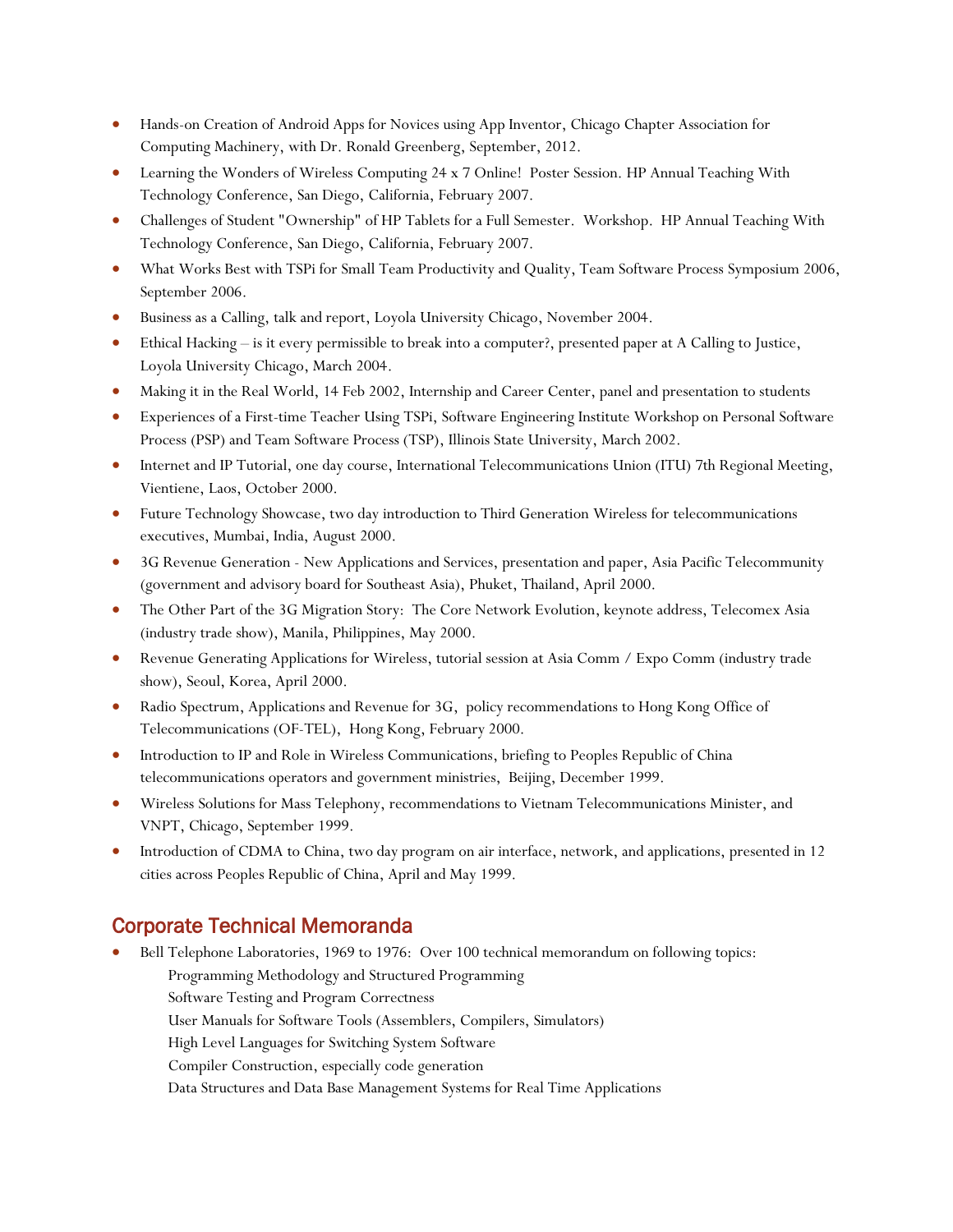- Hands-on Creation of Android Apps for Novices using App Inventor, Chicago Chapter Association for Computing Machinery, with Dr. Ronald Greenberg, September, 2012.
- Learning the Wonders of Wireless Computing 24 x 7 Online! Poster Session. HP Annual Teaching With Technology Conference, San Diego, California, February 2007.
- Challenges of Student "Ownership" of HP Tablets for a Full Semester. Workshop. HP Annual Teaching With Technology Conference, San Diego, California, February 2007.
- What Works Best with TSPi for Small Team Productivity and Quality, Team Software Process Symposium 2006, September 2006.
- Business as a Calling, talk and report, Loyola University Chicago, November 2004.
- Ethical Hacking – is it every permissible to break into a computer?, presented paper at A Calling to Justice, Loyola University Chicago, March 2004.
- Making it in the Real World, 14 Feb 2002, Internship and Career Center, panel and presentation to students
- Experiences of a First-time Teacher Using TSPi, Software Engineering Institute Workshop on Personal Software Process (PSP) and Team Software Process (TSP), Illinois State University, March 2002.
- Internet and IP Tutorial, one day course, International Telecommunications Union (ITU) 7th Regional Meeting, Vientiene, Laos, October 2000.
- Future Technology Showcase, two day introduction to Third Generation Wireless for telecommunications executives, Mumbai, India, August 2000.
- 3G Revenue Generation - New Applications and Services, presentation and paper, Asia Pacific Telecommunity (government and advisory board for Southeast Asia), Phuket, Thailand, April 2000.
- The Other Part of the 3G Migration Story: The Core Network Evolution, keynote address, Telecomex Asia (industry trade show), Manila, Philippines, May 2000.
- Revenue Generating Applications for Wireless, tutorial session at Asia Comm / Expo Comm (industry trade show), Seoul, Korea, April 2000.
- Radio Spectrum, Applications and Revenue for 3G, policy recommendations to Hong Kong Office of Telecommunications (OF-TEL), Hong Kong, February 2000.
- Introduction to IP and Role in Wireless Communications, briefing to Peoples Republic of China telecommunications operators and government ministries, Beijing, December 1999.
- Wireless Solutions for Mass Telephony, recommendations to Vietnam Telecommunications Minister, and VNPT, Chicago, September 1999.
- Introduction of CDMA to China, two day program on air interface, network, and applications, presented in 12 cities across Peoples Republic of China, April and May 1999.

## Corporate Technical Memoranda

- Bell Telephone Laboratories, 1969 to 1976: Over 100 technical memorandum on following topics:
  - Programming Methodology and Structured Programming
  - Software Testing and Program Correctness
  - User Manuals for Software Tools (Assemblers, Compilers, Simulators)
  - High Level Languages for Switching System Software
  - Compiler Construction, especially code generation
  - Data Structures and Data Base Management Systems for Real Time Applications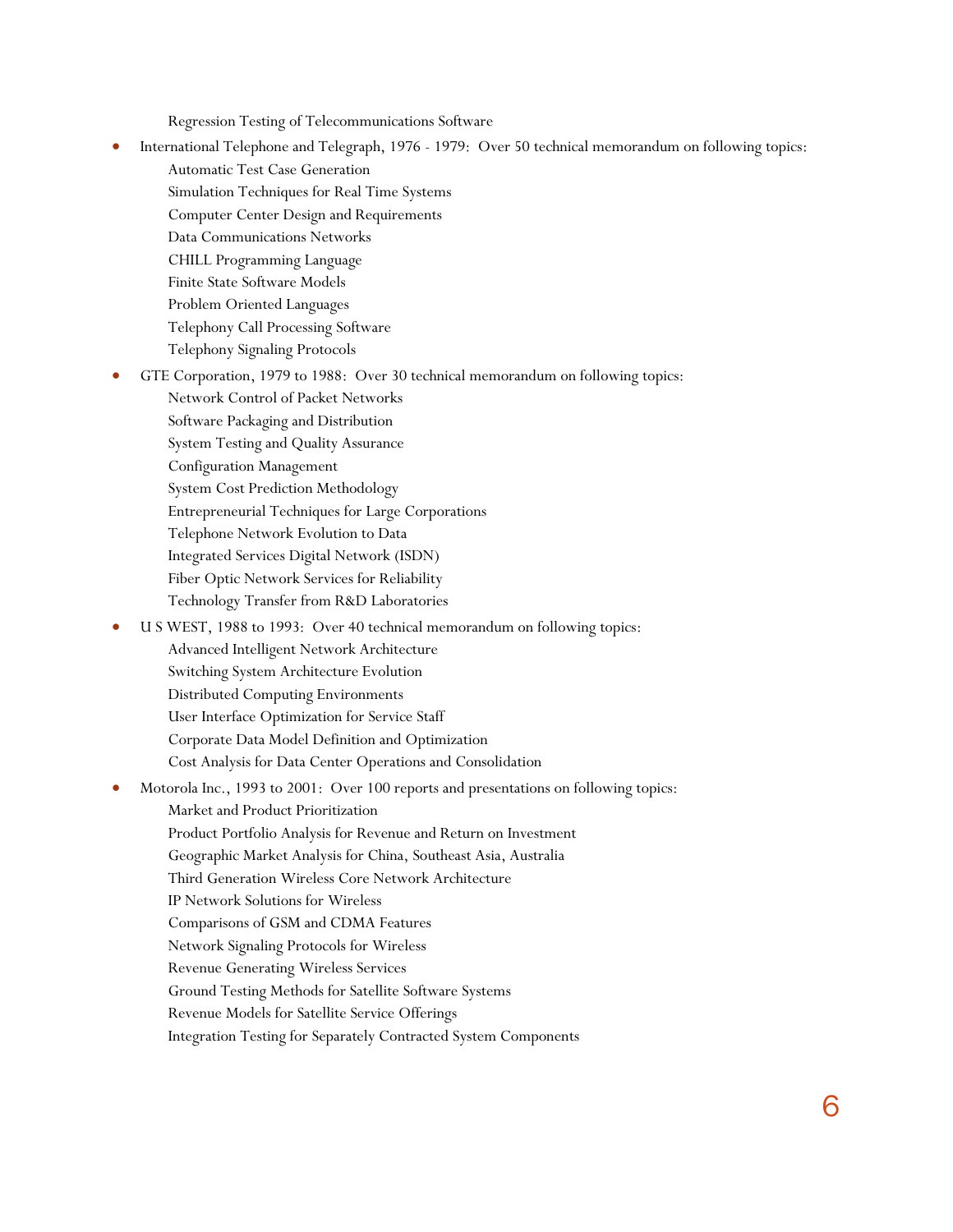Regression Testing of Telecommunications Software

- International Telephone and Telegraph, 1976 - 1979: Over 50 technical memorandum on following topics:
  - Automatic Test Case Generation
  - Simulation Techniques for Real Time Systems
  - Computer Center Design and Requirements
  - Data Communications Networks
  - CHILL Programming Language
  - Finite State Software Models
  - Problem Oriented Languages
  - Telephony Call Processing Software
  - Telephony Signaling Protocols
- GTE Corporation, 1979 to 1988: Over 30 technical memorandum on following topics:
  - Network Control of Packet Networks
  - Software Packaging and Distribution
  - System Testing and Quality Assurance
  - Configuration Management
  - System Cost Prediction Methodology
  - Entrepreneurial Techniques for Large Corporations
  - Telephone Network Evolution to Data
  - Integrated Services Digital Network (ISDN)
  - Fiber Optic Network Services for Reliability
  - Technology Transfer from R&D Laboratories
- U S WEST, 1988 to 1993: Over 40 technical memorandum on following topics:
  - Advanced Intelligent Network Architecture
  - Switching System Architecture Evolution
  - Distributed Computing Environments
  - User Interface Optimization for Service Staff
  - Corporate Data Model Definition and Optimization
  - Cost Analysis for Data Center Operations and Consolidation
- Motorola Inc., 1993 to 2001: Over 100 reports and presentations on following topics:
  - Market and Product Prioritization
  - Product Portfolio Analysis for Revenue and Return on Investment
  - Geographic Market Analysis for China, Southeast Asia, Australia
  - Third Generation Wireless Core Network Architecture
  - IP Network Solutions for Wireless
  - Comparisons of GSM and CDMA Features
  - Network Signaling Protocols for Wireless
  - Revenue Generating Wireless Services
  - Ground Testing Methods for Satellite Software Systems
  - Revenue Models for Satellite Service Offerings
  - Integration Testing for Separately Contracted System Components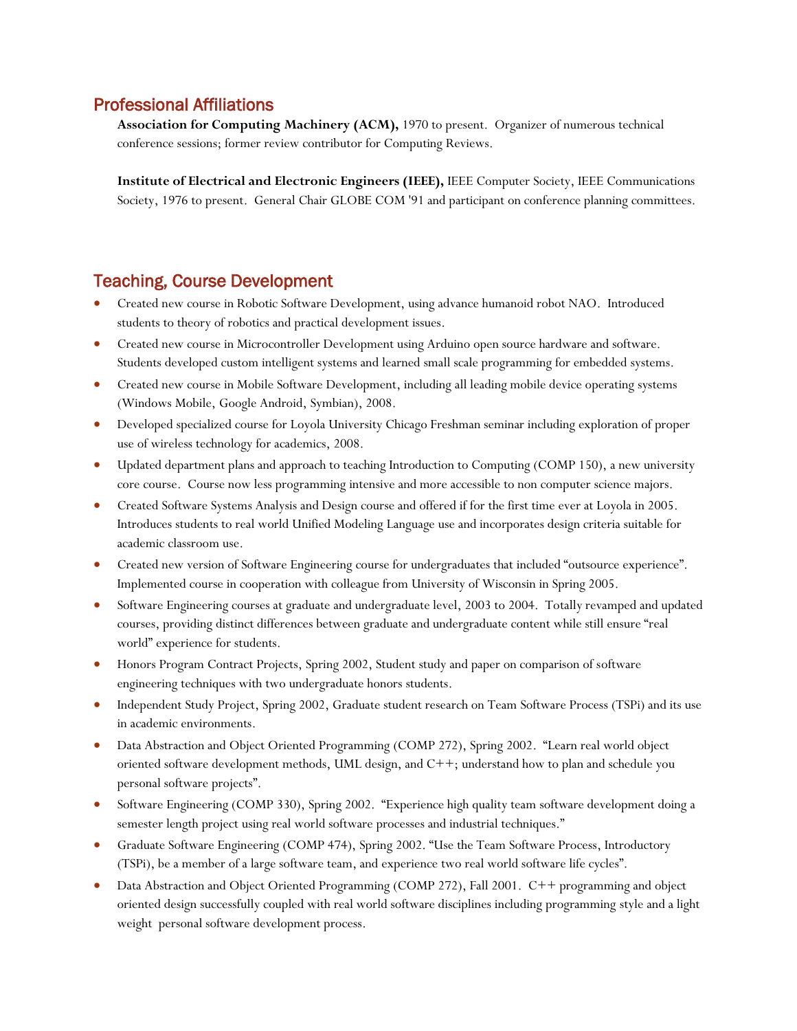## Professional Affiliations

**Association for Computing Machinery (ACM),** 1970 to present. Organizer of numerous technical conference sessions; former review contributor for Computing Reviews.

**Institute of Electrical and Electronic Engineers (IEEE),** IEEE Computer Society, IEEE Communications Society, 1976 to present. General Chair GLOBE COM '91 and participant on conference planning committees.

## Teaching, Course Development

- Created new course in Robotic Software Development, using advance humanoid robot NAO. Introduced students to theory of robotics and practical development issues.
- Created new course in Microcontroller Development using Arduino open source hardware and software. Students developed custom intelligent systems and learned small scale programming for embedded systems.
- Created new course in Mobile Software Development, including all leading mobile device operating systems (Windows Mobile, Google Android, Symbian), 2008.
- Developed specialized course for Loyola University Chicago Freshman seminar including exploration of proper use of wireless technology for academics, 2008.
- Updated department plans and approach to teaching Introduction to Computing (COMP 150), a new university core course. Course now less programming intensive and more accessible to non computer science majors.
- Created Software Systems Analysis and Design course and offered if for the first time ever at Loyola in 2005. Introduces students to real world Unified Modeling Language use and incorporates design criteria suitable for academic classroom use.
- Created new version of Software Engineering course for undergraduates that included "outsource experience". Implemented course in cooperation with colleague from University of Wisconsin in Spring 2005.
- Software Engineering courses at graduate and undergraduate level, 2003 to 2004. Totally revamped and updated courses, providing distinct differences between graduate and undergraduate content while still ensure "real world" experience for students.
- Honors Program Contract Projects, Spring 2002, Student study and paper on comparison of software engineering techniques with two undergraduate honors students.
- Independent Study Project, Spring 2002, Graduate student research on Team Software Process (TSPi) and its use in academic environments.
- Data Abstraction and Object Oriented Programming (COMP 272), Spring 2002. "Learn real world object oriented software development methods, UML design, and C++; understand how to plan and schedule you personal software projects".
- Software Engineering (COMP 330), Spring 2002. "Experience high quality team software development doing a semester length project using real world software processes and industrial techniques."
- Graduate Software Engineering (COMP 474), Spring 2002. "Use the Team Software Process, Introductory (TSPi), be a member of a large software team, and experience two real world software life cycles".
- Data Abstraction and Object Oriented Programming (COMP 272), Fall 2001. C++ programming and object oriented design successfully coupled with real world software disciplines including programming style and a light weight personal software development process.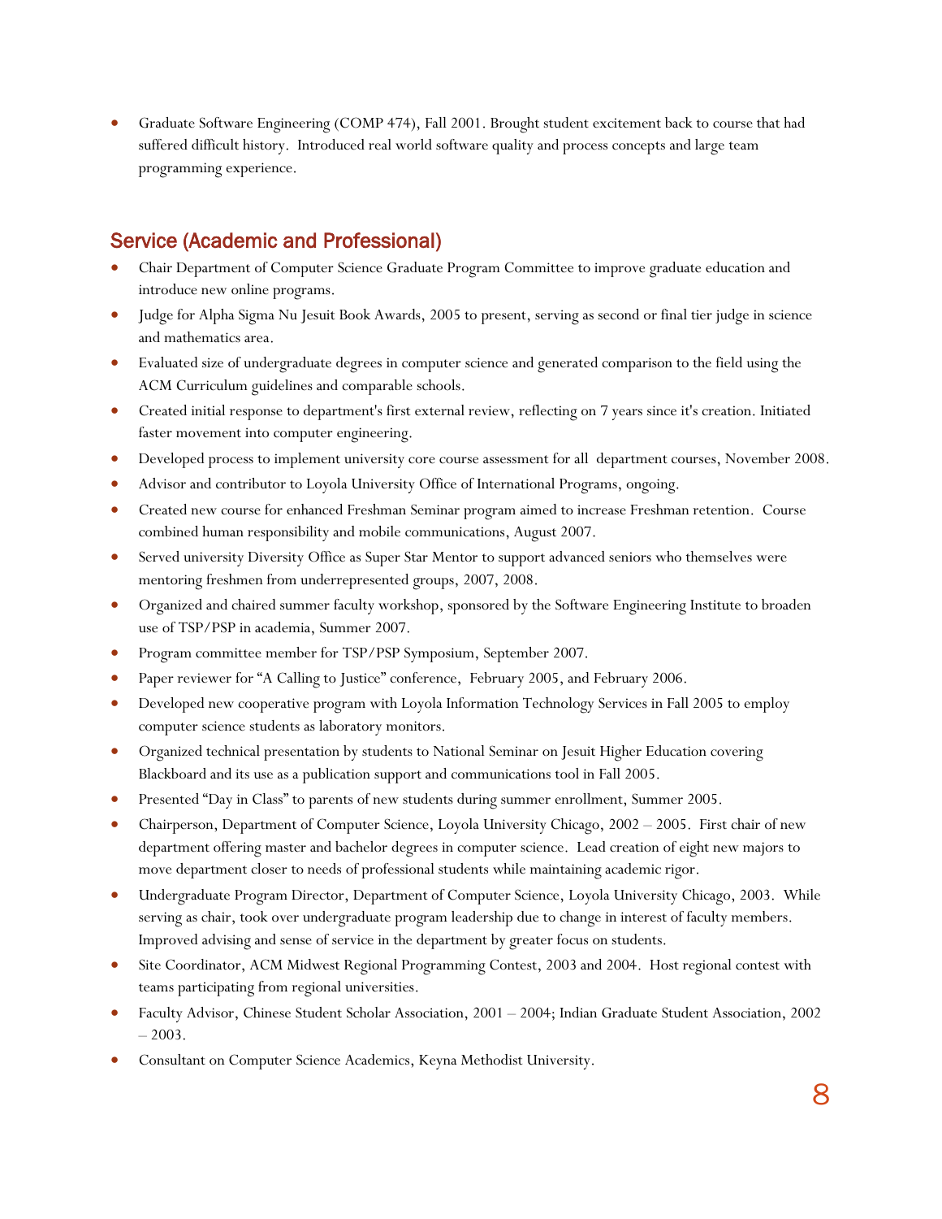- Graduate Software Engineering (COMP 474), Fall 2001. Brought student excitement back to course that had suffered difficult history. Introduced real world software quality and process concepts and large team programming experience.

## Service (Academic and Professional)

- Chair Department of Computer Science Graduate Program Committee to improve graduate education and introduce new online programs.
- Judge for Alpha Sigma Nu Jesuit Book Awards, 2005 to present, serving as second or final tier judge in science and mathematics area.
- Evaluated size of undergraduate degrees in computer science and generated comparison to the field using the ACM Curriculum guidelines and comparable schools.
- Created initial response to department's first external review, reflecting on 7 years since it's creation. Initiated faster movement into computer engineering.
- Developed process to implement university core course assessment for all department courses, November 2008.
- Advisor and contributor to Loyola University Office of International Programs, ongoing.
- Created new course for enhanced Freshman Seminar program aimed to increase Freshman retention. Course combined human responsibility and mobile communications, August 2007.
- Served university Diversity Office as Super Star Mentor to support advanced seniors who themselves were mentoring freshmen from underrepresented groups, 2007, 2008.
- Organized and chaired summer faculty workshop, sponsored by the Software Engineering Institute to broaden use of TSP/PSP in academia, Summer 2007.
- Program committee member for TSP/PSP Symposium, September 2007.
- Paper reviewer for "A Calling to Justice" conference, February 2005, and February 2006.
- Developed new cooperative program with Loyola Information Technology Services in Fall 2005 to employ computer science students as laboratory monitors.
- Organized technical presentation by students to National Seminar on Jesuit Higher Education covering Blackboard and its use as a publication support and communications tool in Fall 2005.
- Presented "Day in Class" to parents of new students during summer enrollment, Summer 2005.
- Chairperson, Department of Computer Science, Loyola University Chicago, 2002 – 2005. First chair of new department offering master and bachelor degrees in computer science. Lead creation of eight new majors to move department closer to needs of professional students while maintaining academic rigor.
- Undergraduate Program Director, Department of Computer Science, Loyola University Chicago, 2003. While serving as chair, took over undergraduate program leadership due to change in interest of faculty members. Improved advising and sense of service in the department by greater focus on students.
- Site Coordinator, ACM Midwest Regional Programming Contest, 2003 and 2004. Host regional contest with teams participating from regional universities.
- Faculty Advisor, Chinese Student Scholar Association, 2001 – 2004; Indian Graduate Student Association, 2002 – 2003.
- Consultant on Computer Science Academics, Keyna Methodist University.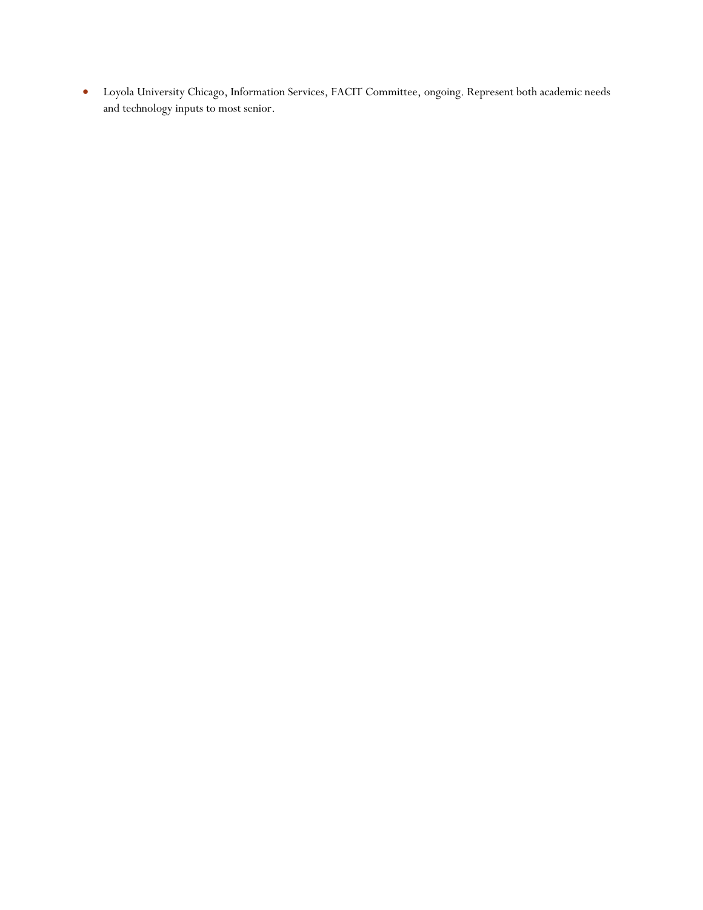- Loyola University Chicago, Information Services, FACIT Committee, ongoing. Represent both academic needs and technology inputs to most senior.